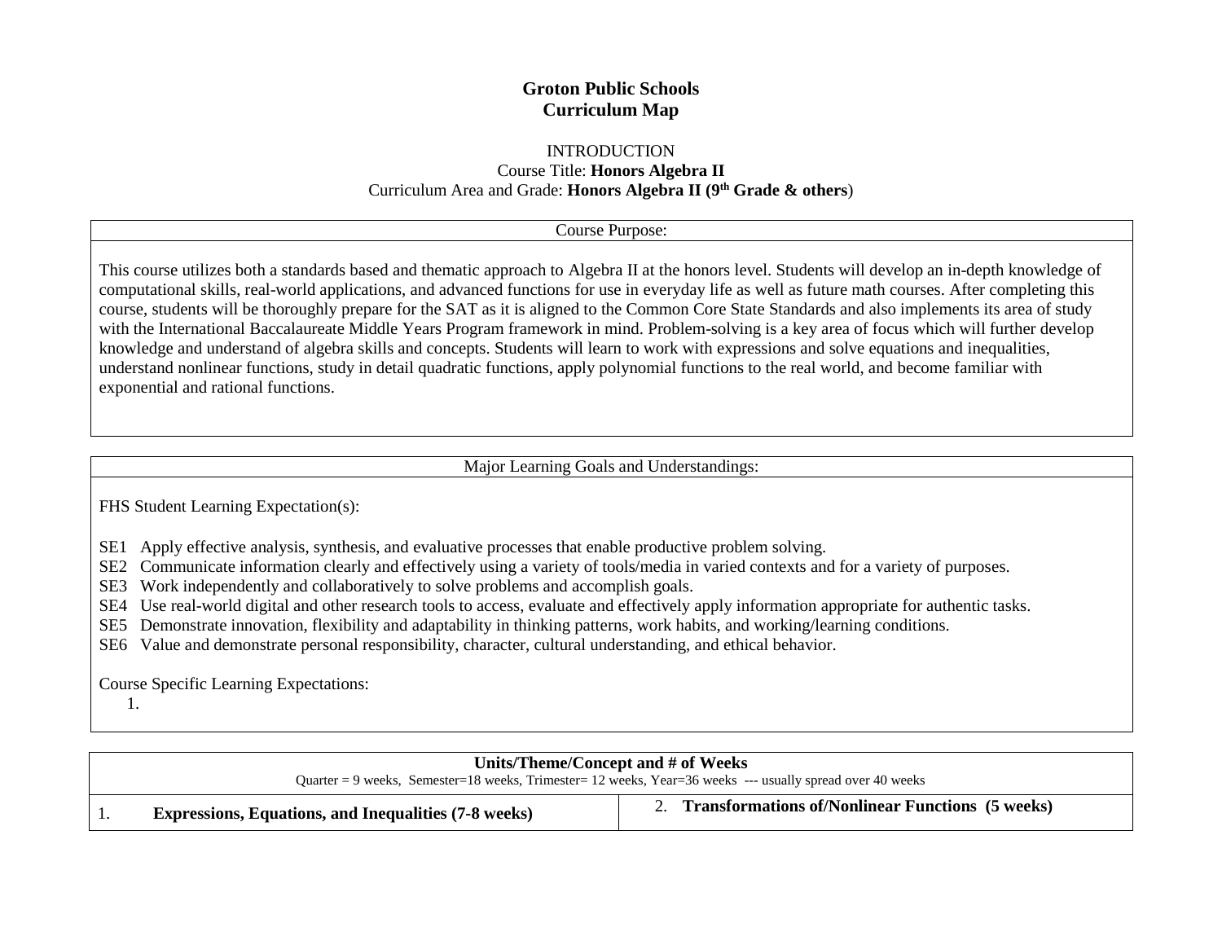**Groton Public Schools**
**Curriculum Map**

INTRODUCTION
Course Title: **Honors Algebra II**
Curriculum Area and Grade: **Honors Algebra II (9th Grade & others**)

| Course Purpose: |
| --- |
| This course utilizes both a standards based and thematic approach to Algebra II at the honors level. Students will develop an in-depth knowledge of computational skills, real-world applications, and advanced functions for use in everyday life as well as future math courses. After completing this course, students will be thoroughly prepare for the SAT as it is aligned to the Common Core State Standards and also implements its area of study with the International Baccalaureate Middle Years Program framework in mind. Problem-solving is a key area of focus which will further develop knowledge and understand of algebra skills and concepts. Students will learn to work with expressions and solve equations and inequalities, understand nonlinear functions, study in detail quadratic functions, apply polynomial functions to the real world, and become familiar with exponential and rational functions. |

**Major Learning Goals and Understandings:**

FHS Student Learning Expectation(s):

SE1 Apply effective analysis, synthesis, and evaluative processes that enable productive problem solving.
SE2 Communicate information clearly and effectively using a variety of tools/media in varied contexts and for a variety of purposes.
SE3 Work independently and collaboratively to solve problems and accomplish goals.
SE4 Use real-world digital and other research tools to access, evaluate and effectively apply information appropriate for authentic tasks.
SE5 Demonstrate innovation, flexibility and adaptability in thinking patterns, work habits, and working/learning conditions.
SE6 Value and demonstrate personal responsibility, character, cultural understanding, and ethical behavior.

Course Specific Learning Expectations:

1.

| **Units/Theme/Concept and # of Weeks**<br>Quarter = 9 weeks, Semester=18 weeks, Trimester= 12 weeks, Year=36 weeks --- usually spread over 40 weeks | |
| --- | --- |
| 1. **Expressions, Equations, and Inequalities (7-8 weeks)** | 2. **Transformations of/Nonlinear Functions (5 weeks)** |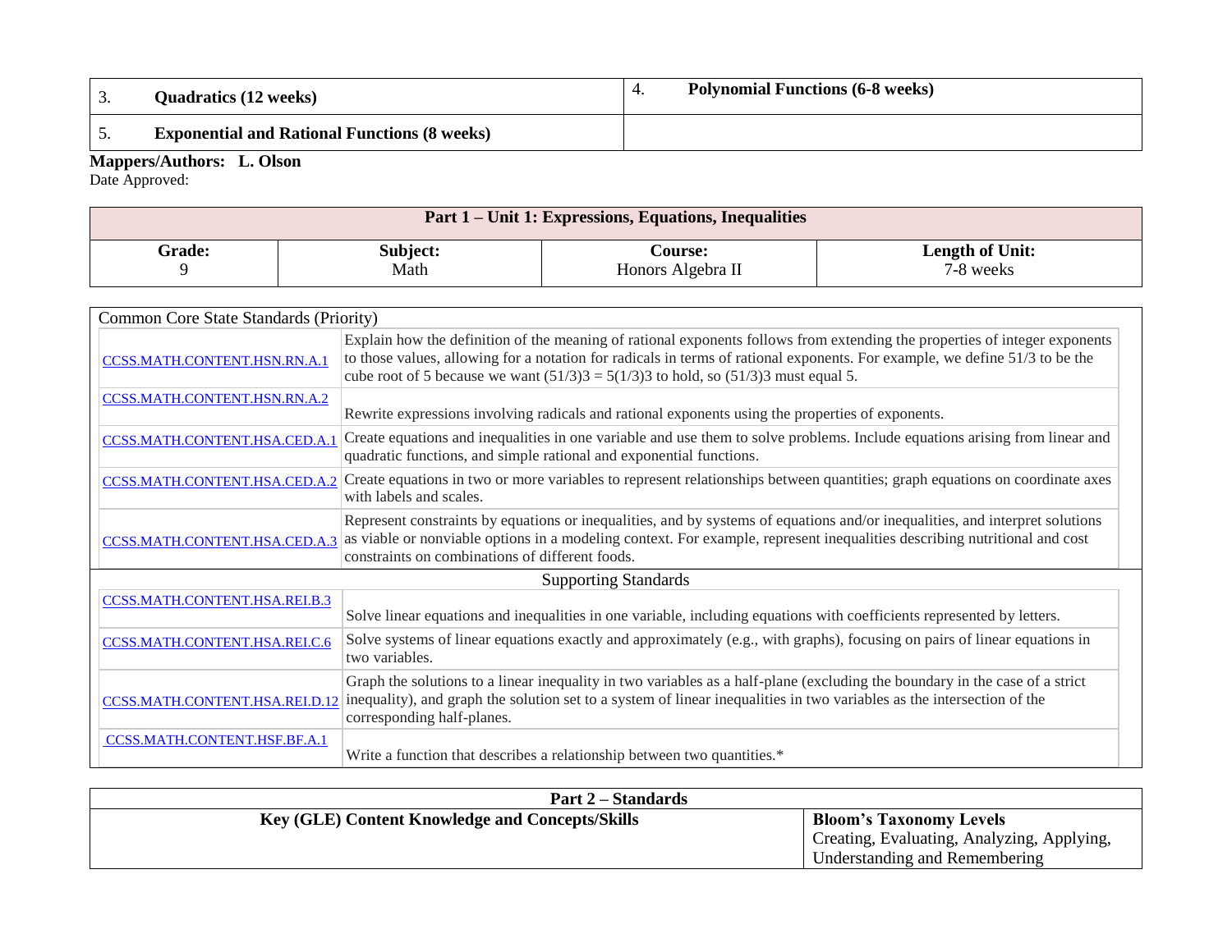| 3. **Quadratics (12 weeks)** | 4. **Polynomial Functions (6-8 weeks)** |
|---|---|
| 5. **Exponential and Rational Functions (8 weeks)** | |

**Mappers/Authors: L. Olson**
Date Approved:

| **Part 1 – Unit 1: Expressions, Equations, Inequalities** | | | |
|---|---|---|---|
| **Grade:** 9 | **Subject:** Math | **Course:** Honors Algebra II | **Length of Unit:** 7-8 weeks |

| Common Core State Standards (Priority) | |
|---|---|
| CCSS.MATH.CONTENT.HSN.RN.A.1 | Explain how the definition of the meaning of rational exponents follows from extending the properties of integer exponents to those values, allowing for a notation for radicals in terms of rational exponents. For example, we define 51/3 to be the cube root of 5 because we want (51/3)3 = 5(1/3)3 to hold, so (51/3)3 must equal 5. |
| CCSS.MATH.CONTENT.HSN.RN.A.2 | Rewrite expressions involving radicals and rational exponents using the properties of exponents. |
| CCSS.MATH.CONTENT.HSA.CED.A.1 | Create equations and inequalities in one variable and use them to solve problems. Include equations arising from linear and quadratic functions, and simple rational and exponential functions. |
| CCSS.MATH.CONTENT.HSA.CED.A.2 | Create equations in two or more variables to represent relationships between quantities; graph equations on coordinate axes with labels and scales. |
| CCSS.MATH.CONTENT.HSA.CED.A.3 | Represent constraints by equations or inequalities, and by systems of equations and/or inequalities, and interpret solutions as viable or nonviable options in a modeling context. For example, represent inequalities describing nutritional and cost constraints on combinations of different foods. |
| **Supporting Standards** | |
| CCSS.MATH.CONTENT.HSA.REI.B.3 | Solve linear equations and inequalities in one variable, including equations with coefficients represented by letters. |
| CCSS.MATH.CONTENT.HSA.REI.C.6 | Solve systems of linear equations exactly and approximately (e.g., with graphs), focusing on pairs of linear equations in two variables. |
| CCSS.MATH.CONTENT.HSA.REI.D.12 | Graph the solutions to a linear inequality in two variables as a half-plane (excluding the boundary in the case of a strict inequality), and graph the solution set to a system of linear inequalities in two variables as the intersection of the corresponding half-planes. |
| CCSS.MATH.CONTENT.HSF.BF.A.1 | Write a function that describes a relationship between two quantities.* |

| **Part 2 – Standards** | |
|---|---|
| **Key (GLE) Content Knowledge and Concepts/Skills** | **Bloom's Taxonomy Levels** Creating, Evaluating, Analyzing, Applying, Understanding and Remembering |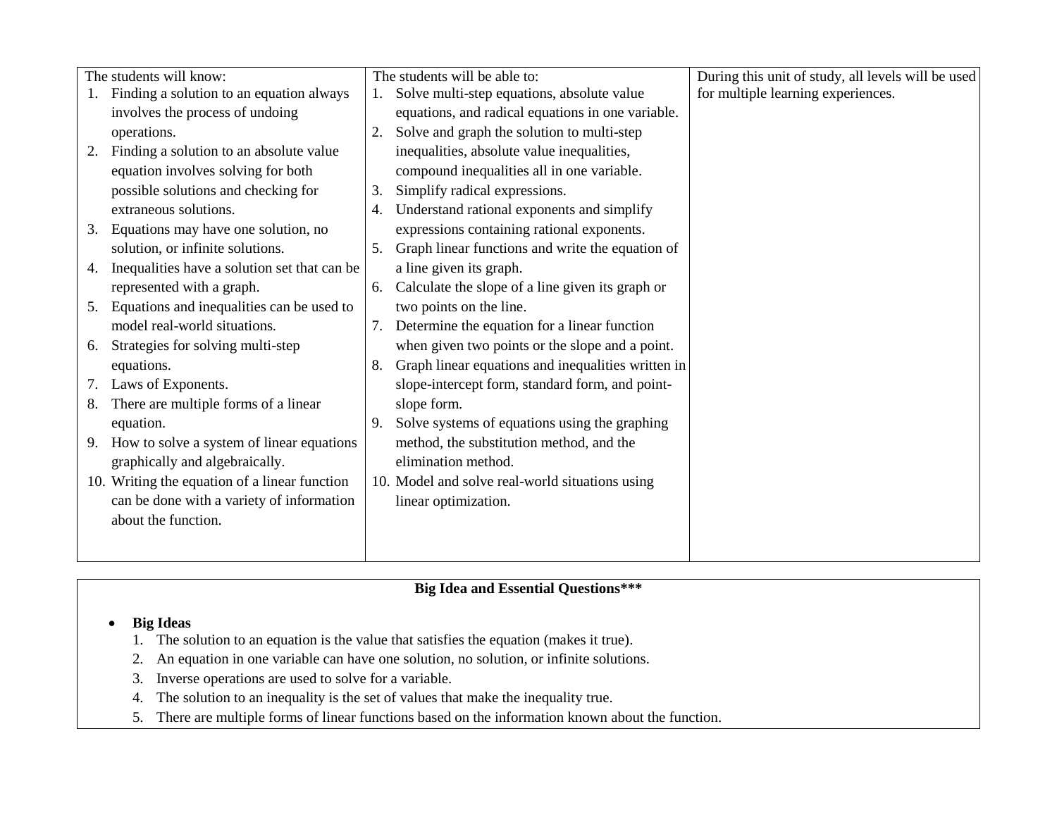| The students will know: | The students will be able to: | During this unit of study, all levels will be used for multiple learning experiences. |
|---|---|---|
| 1. Finding a solution to an equation always involves the process of undoing operations.<br>2. Finding a solution to an absolute value equation involves solving for both possible solutions and checking for extraneous solutions.<br>3. Equations may have one solution, no solution, or infinite solutions.<br>4. Inequalities have a solution set that can be represented with a graph.<br>5. Equations and inequalities can be used to model real-world situations.<br>6. Strategies for solving multi-step equations.<br>7. Laws of Exponents.<br>8. There are multiple forms of a linear equation.<br>9. How to solve a system of linear equations graphically and algebraically.<br>10. Writing the equation of a linear function can be done with a variety of information about the function. | 1. Solve multi-step equations, absolute value equations, and radical equations in one variable.<br>2. Solve and graph the solution to multi-step inequalities, absolute value inequalities, compound inequalities all in one variable.<br>3. Simplify radical expressions.<br>4. Understand rational exponents and simplify expressions containing rational exponents.<br>5. Graph linear functions and write the equation of a line given its graph.<br>6. Calculate the slope of a line given its graph or two points on the line.<br>7. Determine the equation for a linear function when given two points or the slope and a point.<br>8. Graph linear equations and inequalities written in slope-intercept form, standard form, and point-slope form.<br>9. Solve systems of equations using the graphing method, the substitution method, and the elimination method.<br>10. Model and solve real-world situations using linear optimization. | |

**Big Idea and Essential Questions*****

- **Big Ideas**
  1. The solution to an equation is the value that satisfies the equation (makes it true).
  2. An equation in one variable can have one solution, no solution, or infinite solutions.
  3. Inverse operations are used to solve for a variable.
  4. The solution to an inequality is the set of values that make the inequality true.
  5. There are multiple forms of linear functions based on the information known about the function.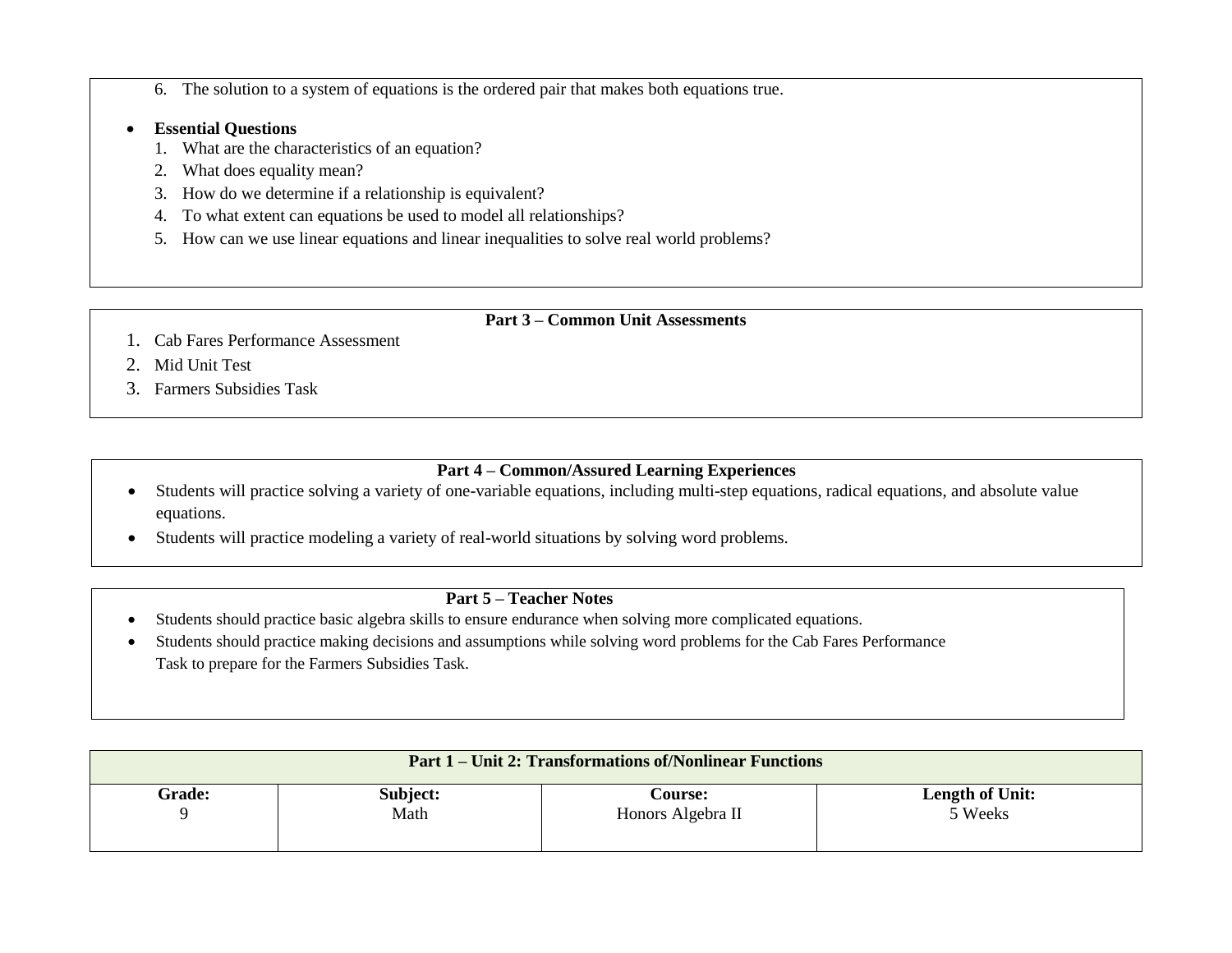6. The solution to a system of equations is the ordered pair that makes both equations true.

- **Essential Questions**
  1. What are the characteristics of an equation?
  2. What does equality mean?
  3. How do we determine if a relationship is equivalent?
  4. To what extent can equations be used to model all relationships?
  5. How can we use linear equations and linear inequalities to solve real world problems?

## Part 3 – Common Unit Assessments

1. Cab Fares Performance Assessment
2. Mid Unit Test
3. Farmers Subsidies Task

## Part 4 – Common/Assured Learning Experiences

- Students will practice solving a variety of one-variable equations, including multi-step equations, radical equations, and absolute value equations.
- Students will practice modeling a variety of real-world situations by solving word problems.

## Part 5 – Teacher Notes

- Students should practice basic algebra skills to ensure endurance when solving more complicated equations.
- Students should practice making decisions and assumptions while solving word problems for the Cab Fares Performance Task to prepare for the Farmers Subsidies Task.

| Part 1 – Unit 2: Transformations of/Nonlinear Functions | | | |
|---|---|---|---|
| **Grade:**<br>9 | **Subject:**<br>Math | **Course:**<br>Honors Algebra II | **Length of Unit:**<br>5 Weeks |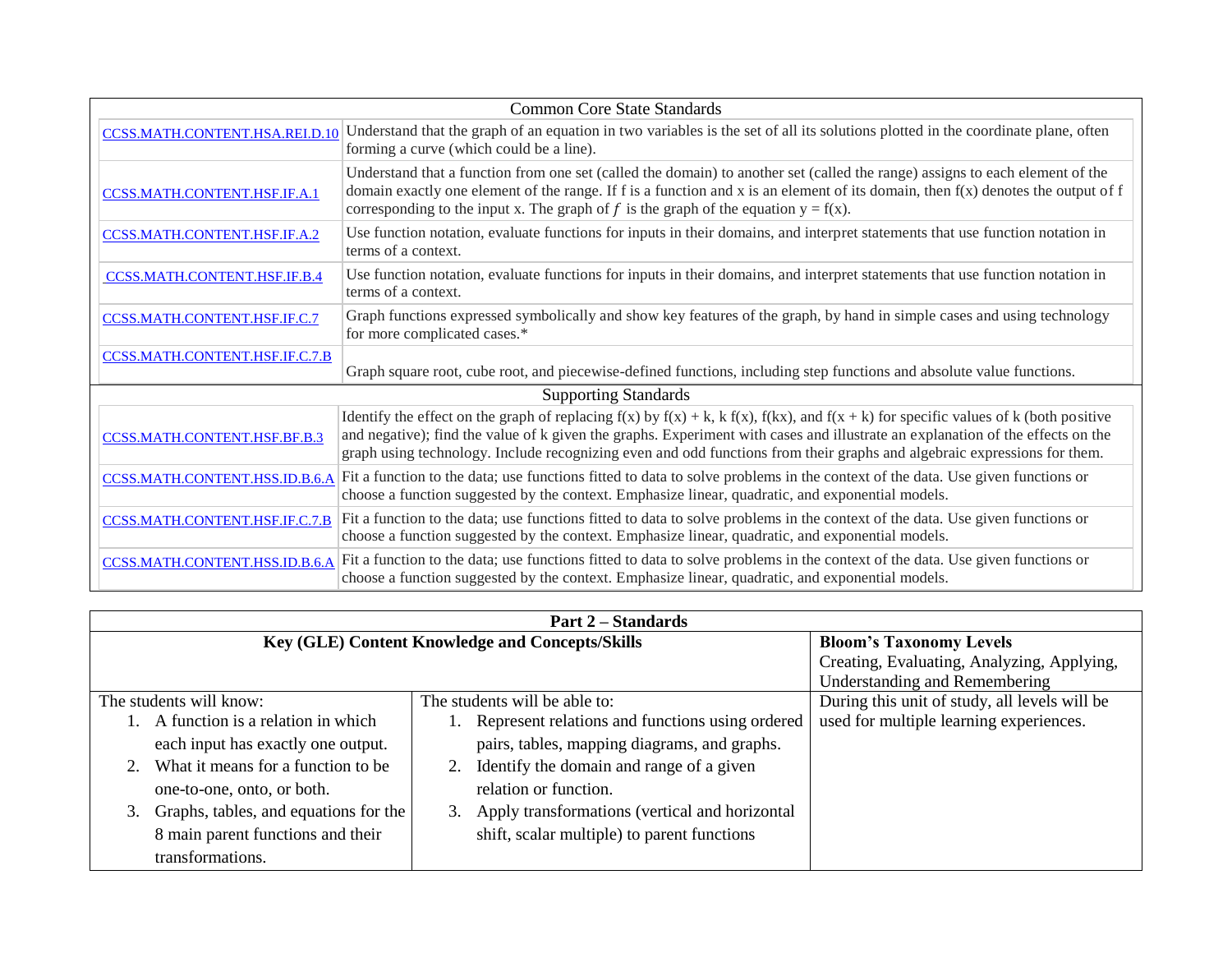| Common Core State Standards | |
|---|---|
| CCSS.MATH.CONTENT.HSA.REI.D.10 | Understand that the graph of an equation in two variables is the set of all its solutions plotted in the coordinate plane, often forming a curve (which could be a line). |
| CCSS.MATH.CONTENT.HSF.IF.A.1 | Understand that a function from one set (called the domain) to another set (called the range) assigns to each element of the domain exactly one element of the range. If f is a function and x is an element of its domain, then f(x) denotes the output of f corresponding to the input x. The graph of $f$ is the graph of the equation y = f(x). |
| CCSS.MATH.CONTENT.HSF.IF.A.2 | Use function notation, evaluate functions for inputs in their domains, and interpret statements that use function notation in terms of a context. |
| CCSS.MATH.CONTENT.HSF.IF.B.4 | Use function notation, evaluate functions for inputs in their domains, and interpret statements that use function notation in terms of a context. |
| CCSS.MATH.CONTENT.HSF.IF.C.7 | Graph functions expressed symbolically and show key features of the graph, by hand in simple cases and using technology for more complicated cases.* |
| CCSS.MATH.CONTENT.HSF.IF.C.7.B | Graph square root, cube root, and piecewise-defined functions, including step functions and absolute value functions. |
| Supporting Standards | |
| CCSS.MATH.CONTENT.HSF.BF.B.3 | Identify the effect on the graph of replacing f(x) by f(x) + k, k f(x), f(kx), and f(x + k) for specific values of k (both positive and negative); find the value of k given the graphs. Experiment with cases and illustrate an explanation of the effects on the graph using technology. Include recognizing even and odd functions from their graphs and algebraic expressions for them. |
| CCSS.MATH.CONTENT.HSS.ID.B.6.A | Fit a function to the data; use functions fitted to data to solve problems in the context of the data. Use given functions or choose a function suggested by the context. Emphasize linear, quadratic, and exponential models. |
| CCSS.MATH.CONTENT.HSF.IF.C.7.B | Fit a function to the data; use functions fitted to data to solve problems in the context of the data. Use given functions or choose a function suggested by the context. Emphasize linear, quadratic, and exponential models. |
| CCSS.MATH.CONTENT.HSS.ID.B.6.A | Fit a function to the data; use functions fitted to data to solve problems in the context of the data. Use given functions or choose a function suggested by the context. Emphasize linear, quadratic, and exponential models. |

| **Part 2 – Standards** | | |
|---|---|---|
| **Key (GLE) Content Knowledge and Concepts/Skills** | | **Bloom's Taxonomy Levels** Creating, Evaluating, Analyzing, Applying, Understanding and Remembering |
| The students will know: 1. A function is a relation in which each input has exactly one output. 2. What it means for a function to be one-to-one, onto, or both. 3. Graphs, tables, and equations for the 8 main parent functions and their transformations. | The students will be able to: 1. Represent relations and functions using ordered pairs, tables, mapping diagrams, and graphs. 2. Identify the domain and range of a given relation or function. 3. Apply transformations (vertical and horizontal shift, scalar multiple) to parent functions | During this unit of study, all levels will be used for multiple learning experiences. |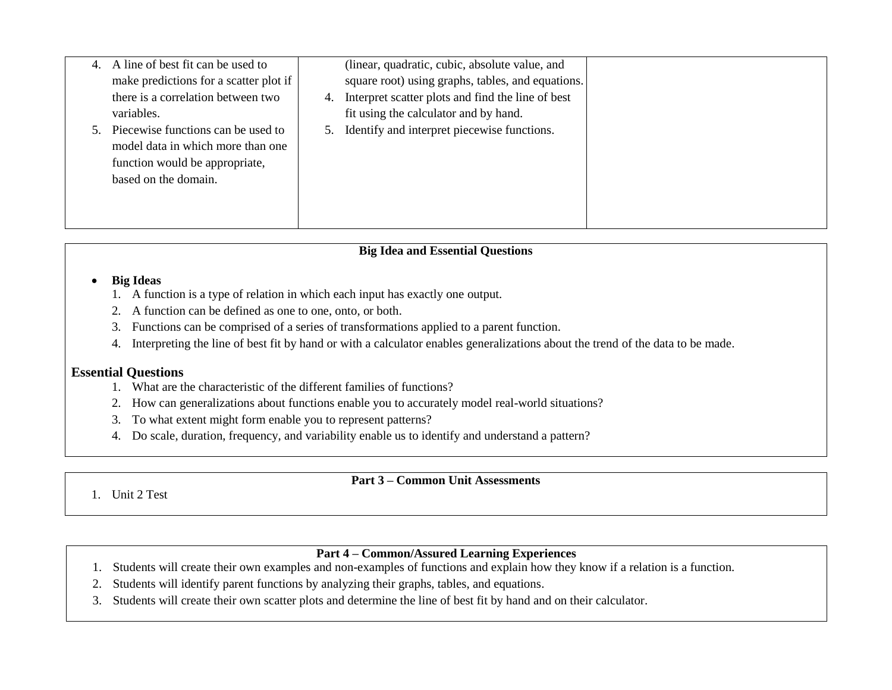| | | |
|---|---|---|
| 4. A line of best fit can be used to make predictions for a scatter plot if there is a correlation between two variables.<br>5. Piecewise functions can be used to model data in which more than one function would be appropriate, based on the domain. | (linear, quadratic, cubic, absolute value, and square root) using graphs, tables, and equations.<br>4. Interpret scatter plots and find the line of best fit using the calculator and by hand.<br>5. Identify and interpret piecewise functions. | |

**Big Idea and Essential Questions**

- **Big Ideas**
  1. A function is a type of relation in which each input has exactly one output.
  2. A function can be defined as one to one, onto, or both.
  3. Functions can be comprised of a series of transformations applied to a parent function.
  4. Interpreting the line of best fit by hand or with a calculator enables generalizations about the trend of the data to be made.

**Essential Questions**

1. What are the characteristic of the different families of functions?
2. How can generalizations about functions enable you to accurately model real-world situations?
3. To what extent might form enable you to represent patterns?
4. Do scale, duration, frequency, and variability enable us to identify and understand a pattern?

**Part 3 – Common Unit Assessments**

1. Unit 2 Test

**Part 4 – Common/Assured Learning Experiences**

1. Students will create their own examples and non-examples of functions and explain how they know if a relation is a function.
2. Students will identify parent functions by analyzing their graphs, tables, and equations.
3. Students will create their own scatter plots and determine the line of best fit by hand and on their calculator.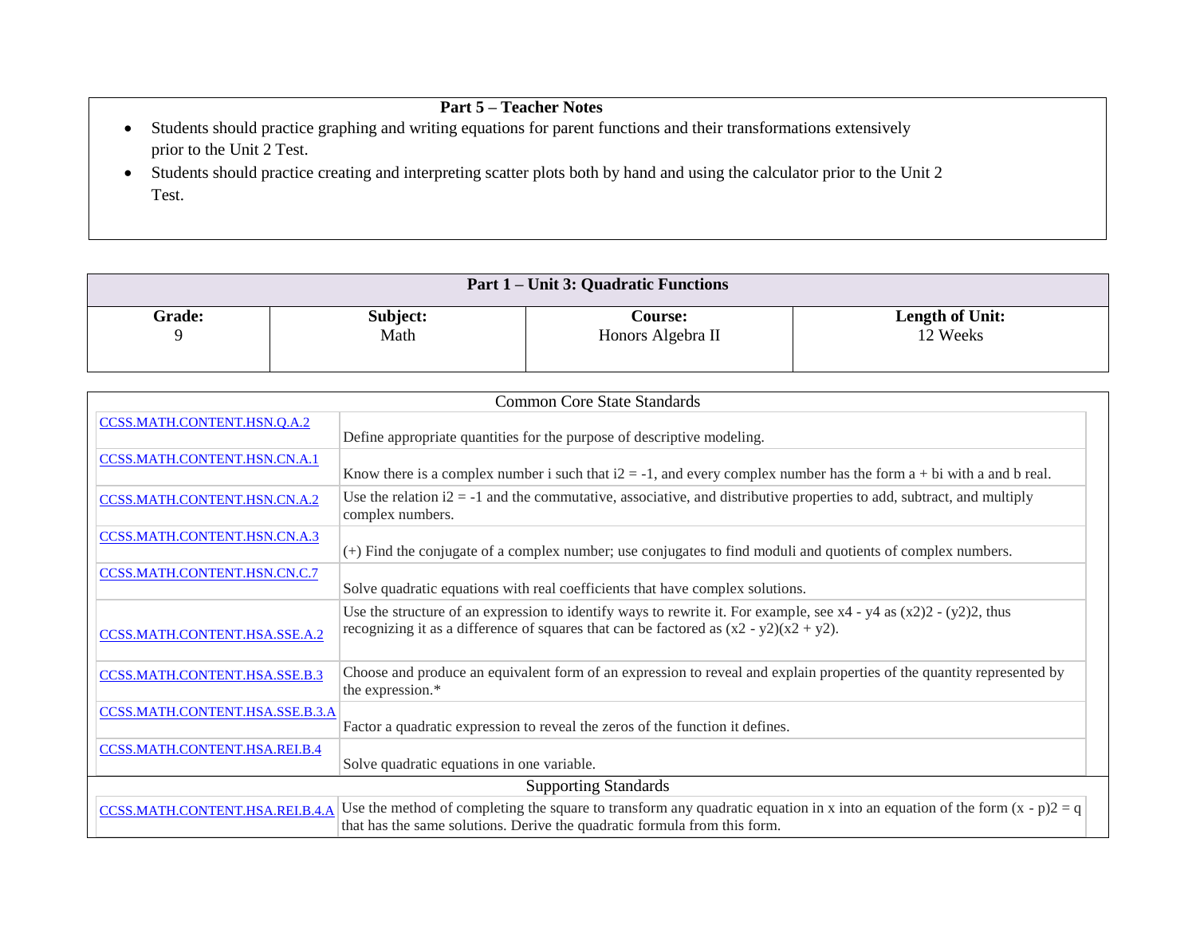## Part 5 – Teacher Notes

- Students should practice graphing and writing equations for parent functions and their transformations extensively prior to the Unit 2 Test.
- Students should practice creating and interpreting scatter plots both by hand and using the calculator prior to the Unit 2 Test.

## Part 1 – Unit 3: Quadratic Functions

| Grade: | Subject: | Course: | Length of Unit: |
|---|---|---|---|
| 9 | Math | Honors Algebra II | 12 Weeks |

**Common Core State Standards**

| Standard | Description |
|---|---|
| CCSS.MATH.CONTENT.HSN.Q.A.2 | Define appropriate quantities for the purpose of descriptive modeling. |
| CCSS.MATH.CONTENT.HSN.CN.A.1 | Know there is a complex number i such that $i^2 = -1$, and every complex number has the form a + bi with a and b real. |
| CCSS.MATH.CONTENT.HSN.CN.A.2 | Use the relation $i^2 = -1$ and the commutative, associative, and distributive properties to add, subtract, and multiply complex numbers. |
| CCSS.MATH.CONTENT.HSN.CN.A.3 | (+) Find the conjugate of a complex number; use conjugates to find moduli and quotients of complex numbers. |
| CCSS.MATH.CONTENT.HSN.CN.C.7 | Solve quadratic equations with real coefficients that have complex solutions. |
| CCSS.MATH.CONTENT.HSA.SSE.A.2 | Use the structure of an expression to identify ways to rewrite it. For example, see $x^4 - y^4$ as $(x^2)^2 - (y^2)^2$, thus recognizing it as a difference of squares that can be factored as $(x^2 - y^2)(x^2 + y^2)$. |
| CCSS.MATH.CONTENT.HSA.SSE.B.3 | Choose and produce an equivalent form of an expression to reveal and explain properties of the quantity represented by the expression.* |
| CCSS.MATH.CONTENT.HSA.SSE.B.3.A | Factor a quadratic expression to reveal the zeros of the function it defines. |
| CCSS.MATH.CONTENT.HSA.REI.B.4 | Solve quadratic equations in one variable. |

**Supporting Standards**

| Standard | Description |
|---|---|
| CCSS.MATH.CONTENT.HSA.REI.B.4.A | Use the method of completing the square to transform any quadratic equation in x into an equation of the form $(x - p)^2 = q$ that has the same solutions. Derive the quadratic formula from this form. |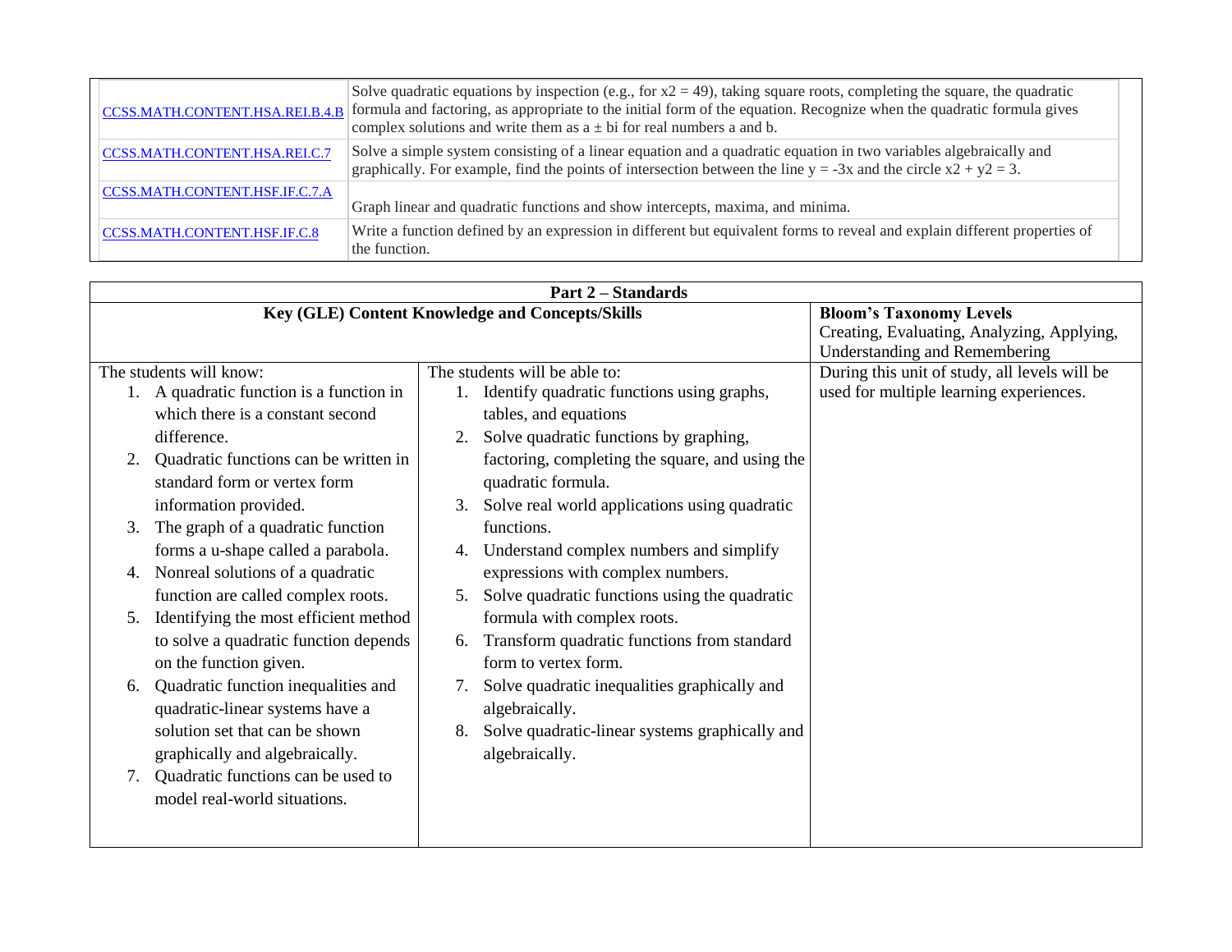| | |
|---|---|
| CCSS.MATH.CONTENT.HSA.REI.B.4.B | Solve quadratic equations by inspection (e.g., for $x2 = 49$), taking square roots, completing the square, the quadratic formula and factoring, as appropriate to the initial form of the equation. Recognize when the quadratic formula gives complex solutions and write them as $a \pm bi$ for real numbers a and b. |
| CCSS.MATH.CONTENT.HSA.REI.C.7 | Solve a simple system consisting of a linear equation and a quadratic equation in two variables algebraically and graphically. For example, find the points of intersection between the line $y = -3x$ and the circle $x2 + y2 = 3$. |
| CCSS.MATH.CONTENT.HSF.IF.C.7.A | Graph linear and quadratic functions and show intercepts, maxima, and minima. |
| CCSS.MATH.CONTENT.HSF.IF.C.8 | Write a function defined by an expression in different but equivalent forms to reveal and explain different properties of the function. |

| **Part 2 – Standards** | | |
|---|---|---|
| **Key (GLE) Content Knowledge and Concepts/Skills** | | **Bloom's Taxonomy Levels** Creating, Evaluating, Analyzing, Applying, Understanding and Remembering |
| The students will know:<br>1. A quadratic function is a function in which there is a constant second difference.<br>2. Quadratic functions can be written in standard form or vertex form information provided.<br>3. The graph of a quadratic function forms a u-shape called a parabola.<br>4. Nonreal solutions of a quadratic function are called complex roots.<br>5. Identifying the most efficient method to solve a quadratic function depends on the function given.<br>6. Quadratic function inequalities and quadratic-linear systems have a solution set that can be shown graphically and algebraically.<br>7. Quadratic functions can be used to model real-world situations. | The students will be able to:<br>1. Identify quadratic functions using graphs, tables, and equations<br>2. Solve quadratic functions by graphing, factoring, completing the square, and using the quadratic formula.<br>3. Solve real world applications using quadratic functions.<br>4. Understand complex numbers and simplify expressions with complex numbers.<br>5. Solve quadratic functions using the quadratic formula with complex roots.<br>6. Transform quadratic functions from standard form to vertex form.<br>7. Solve quadratic inequalities graphically and algebraically.<br>8. Solve quadratic-linear systems graphically and algebraically. | During this unit of study, all levels will be used for multiple learning experiences. |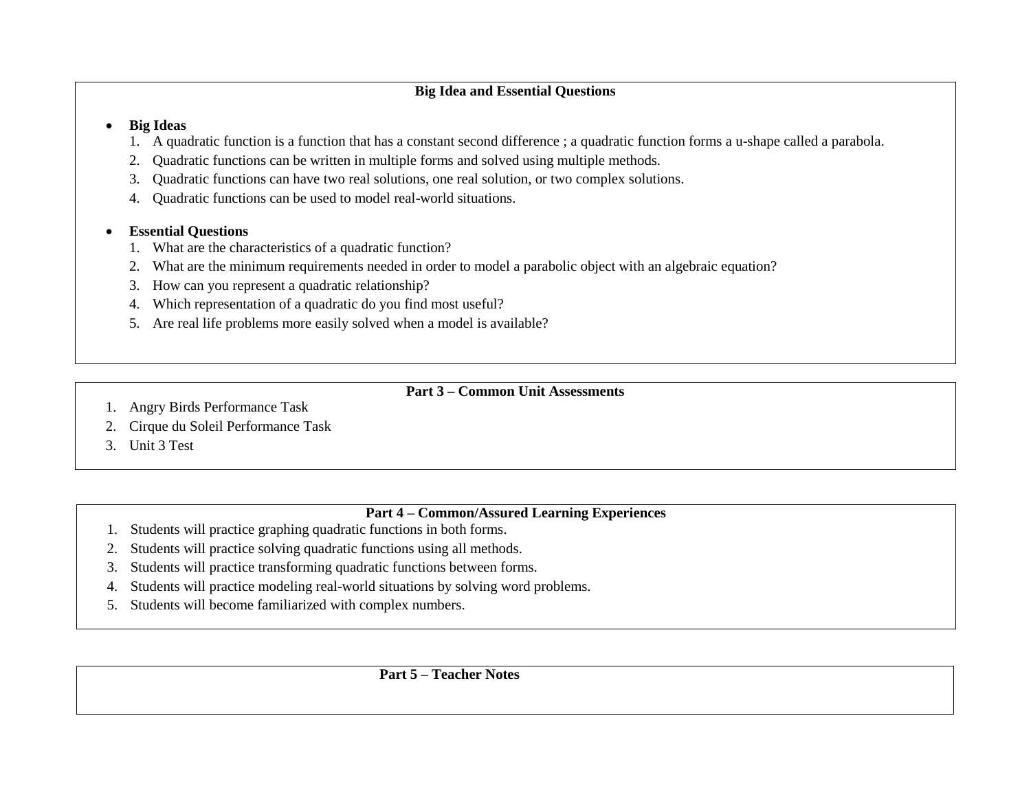## Big Idea and Essential Questions

- **Big Ideas**
  1. A quadratic function is a function that has a constant second difference ; a quadratic function forms a u-shape called a parabola.
  2. Quadratic functions can be written in multiple forms and solved using multiple methods.
  3. Quadratic functions can have two real solutions, one real solution, or two complex solutions.
  4. Quadratic functions can be used to model real-world situations.

- **Essential Questions**
  1. What are the characteristics of a quadratic function?
  2. What are the minimum requirements needed in order to model a parabolic object with an algebraic equation?
  3. How can you represent a quadratic relationship?
  4. Which representation of a quadratic do you find most useful?
  5. Are real life problems more easily solved when a model is available?

## Part 3 – Common Unit Assessments

1. Angry Birds Performance Task
2. Cirque du Soleil Performance Task
3. Unit 3 Test

## Part 4 – Common/Assured Learning Experiences

1. Students will practice graphing quadratic functions in both forms.
2. Students will practice solving quadratic functions using all methods.
3. Students will practice transforming quadratic functions between forms.
4. Students will practice modeling real-world situations by solving word problems.
5. Students will become familiarized with complex numbers.

## Part 5 – Teacher Notes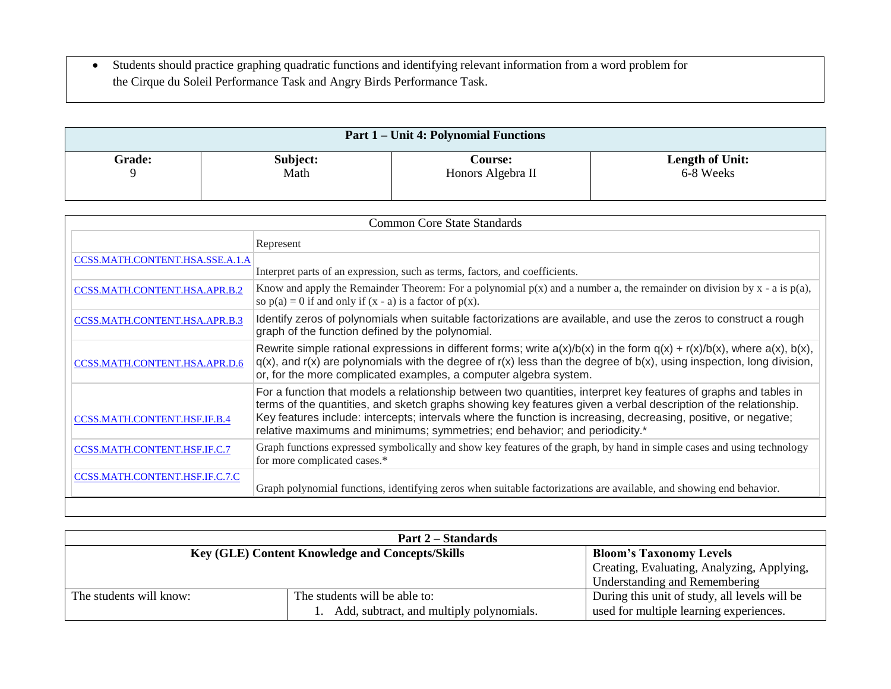- Students should practice graphing quadratic functions and identifying relevant information from a word problem for the Cirque du Soleil Performance Task and Angry Birds Performance Task.

| Part 1 – Unit 4: Polynomial Functions | | | |
|---|---|---|---|
| **Grade:** 9 | **Subject:** Math | **Course:** Honors Algebra II | **Length of Unit:** 6-8 Weeks |

| Common Core State Standards | |
|---|---|
| | Represent |
| CCSS.MATH.CONTENT.HSA.SSE.A.1.A | Interpret parts of an expression, such as terms, factors, and coefficients. |
| CCSS.MATH.CONTENT.HSA.APR.B.2 | Know and apply the Remainder Theorem: For a polynomial $p(x)$ and a number a, the remainder on division by $x - a$ is $p(a)$, so $p(a) = 0$ if and only if $(x - a)$ is a factor of $p(x)$. |
| CCSS.MATH.CONTENT.HSA.APR.B.3 | Identify zeros of polynomials when suitable factorizations are available, and use the zeros to construct a rough graph of the function defined by the polynomial. |
| CCSS.MATH.CONTENT.HSA.APR.D.6 | Rewrite simple rational expressions in different forms; write $a(x)/b(x)$ in the form $q(x) + r(x)/b(x)$, where $a(x)$, $b(x)$, $q(x)$, and $r(x)$ are polynomials with the degree of $r(x)$ less than the degree of $b(x)$, using inspection, long division, or, for the more complicated examples, a computer algebra system. |
| CCSS.MATH.CONTENT.HSF.IF.B.4 | For a function that models a relationship between two quantities, interpret key features of graphs and tables in terms of the quantities, and sketch graphs showing key features given a verbal description of the relationship. Key features include: intercepts; intervals where the function is increasing, decreasing, positive, or negative; relative maximums and minimums; symmetries; end behavior; and periodicity.* |
| CCSS.MATH.CONTENT.HSF.IF.C.7 | Graph functions expressed symbolically and show key features of the graph, by hand in simple cases and using technology for more complicated cases.* |
| CCSS.MATH.CONTENT.HSF.IF.C.7.C | Graph polynomial functions, identifying zeros when suitable factorizations are available, and showing end behavior. |

| Part 2 – Standards | | |
|---|---|---|
| **Key (GLE) Content Knowledge and Concepts/Skills** | | **Bloom's Taxonomy Levels** Creating, Evaluating, Analyzing, Applying, Understanding and Remembering |
| The students will know: | The students will be able to: 1. Add, subtract, and multiply polynomials. | During this unit of study, all levels will be used for multiple learning experiences. |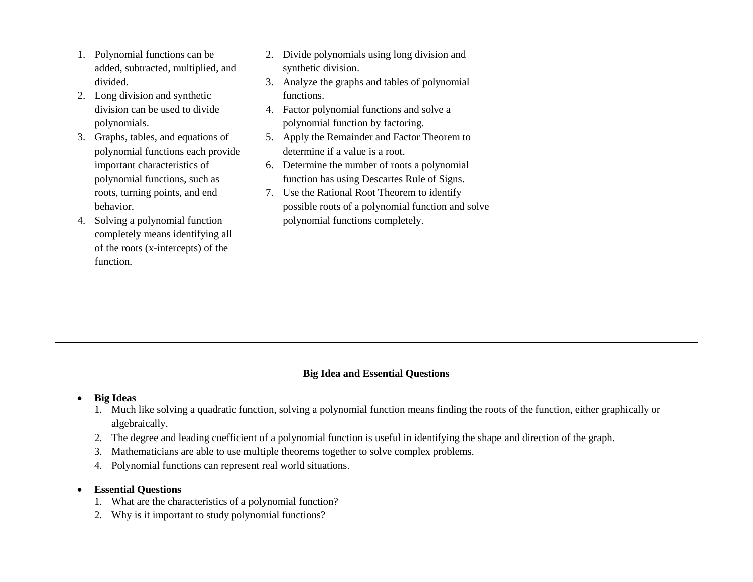| | | |
|---|---|---|
| 1. Polynomial functions can be added, subtracted, multiplied, and divided.<br>2. Long division and synthetic division can be used to divide polynomials.<br>3. Graphs, tables, and equations of polynomial functions each provide important characteristics of polynomial functions, such as roots, turning points, and end behavior.<br>4. Solving a polynomial function completely means identifying all of the roots (x-intercepts) of the function. | 2. Divide polynomials using long division and synthetic division.<br>3. Analyze the graphs and tables of polynomial functions.<br>4. Factor polynomial functions and solve a polynomial function by factoring.<br>5. Apply the Remainder and Factor Theorem to determine if a value is a root.<br>6. Determine the number of roots a polynomial function has using Descartes Rule of Signs.<br>7. Use the Rational Root Theorem to identify possible roots of a polynomial function and solve polynomial functions completely. | |

**Big Idea and Essential Questions**

- **Big Ideas**
  1. Much like solving a quadratic function, solving a polynomial function means finding the roots of the function, either graphically or algebraically.
  2. The degree and leading coefficient of a polynomial function is useful in identifying the shape and direction of the graph.
  3. Mathematicians are able to use multiple theorems together to solve complex problems.
  4. Polynomial functions can represent real world situations.

- **Essential Questions**
  1. What are the characteristics of a polynomial function?
  2. Why is it important to study polynomial functions?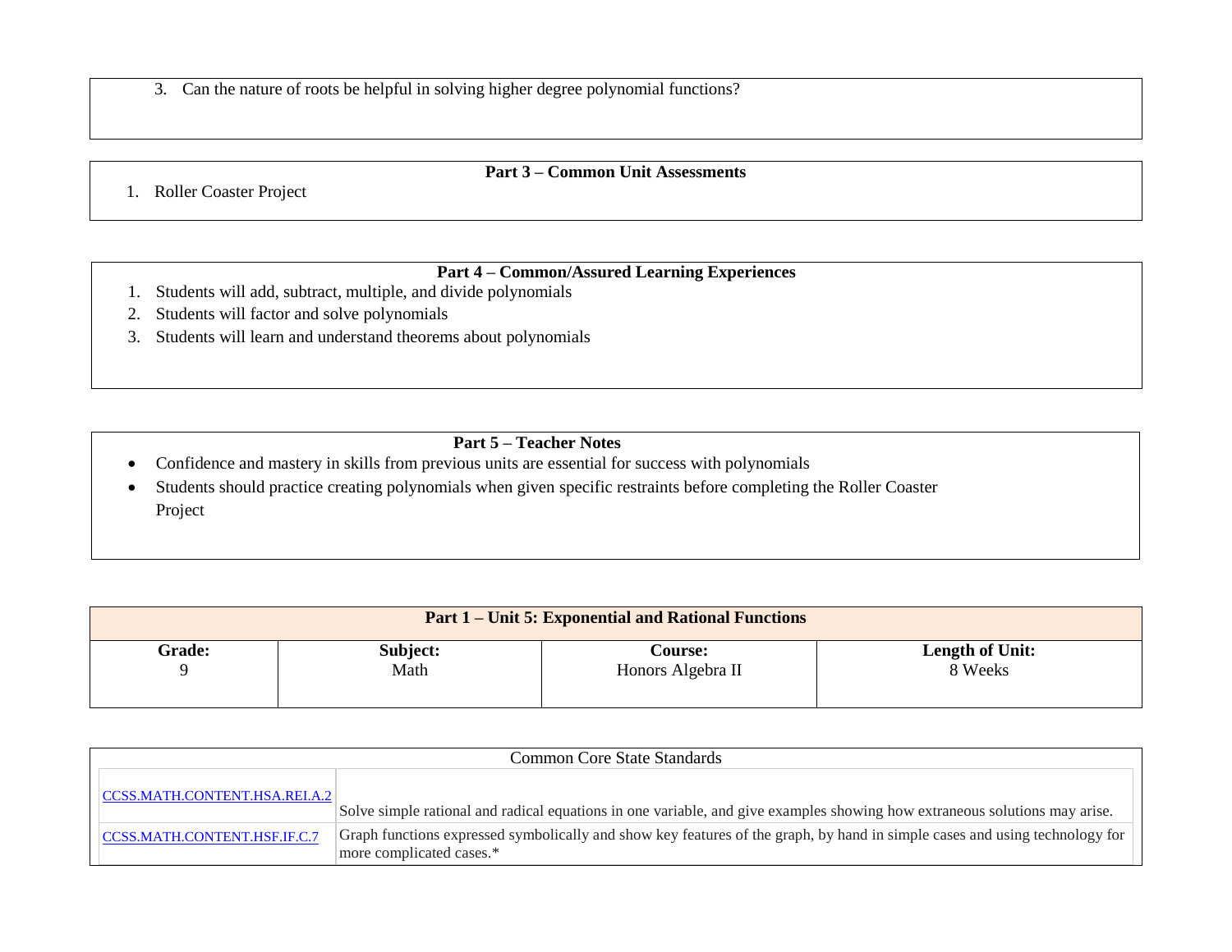3. Can the nature of roots be helpful in solving higher degree polynomial functions?

**Part 3 – Common Unit Assessments**

1. Roller Coaster Project

**Part 4 – Common/Assured Learning Experiences**

1. Students will add, subtract, multiple, and divide polynomials
2. Students will factor and solve polynomials
3. Students will learn and understand theorems about polynomials

**Part 5 – Teacher Notes**

- Confidence and mastery in skills from previous units are essential for success with polynomials
- Students should practice creating polynomials when given specific restraints before completing the Roller Coaster Project

| **Part 1 – Unit 5: Exponential and Rational Functions** | | | |
|---|---|---|---|
| **Grade:** 9 | **Subject:** Math | **Course:** Honors Algebra II | **Length of Unit:** 8 Weeks |

| Common Core State Standards | |
|---|---|
| CCSS.MATH.CONTENT.HSA.REI.A.2 | Solve simple rational and radical equations in one variable, and give examples showing how extraneous solutions may arise. |
| CCSS.MATH.CONTENT.HSF.IF.C.7 | Graph functions expressed symbolically and show key features of the graph, by hand in simple cases and using technology for more complicated cases.* |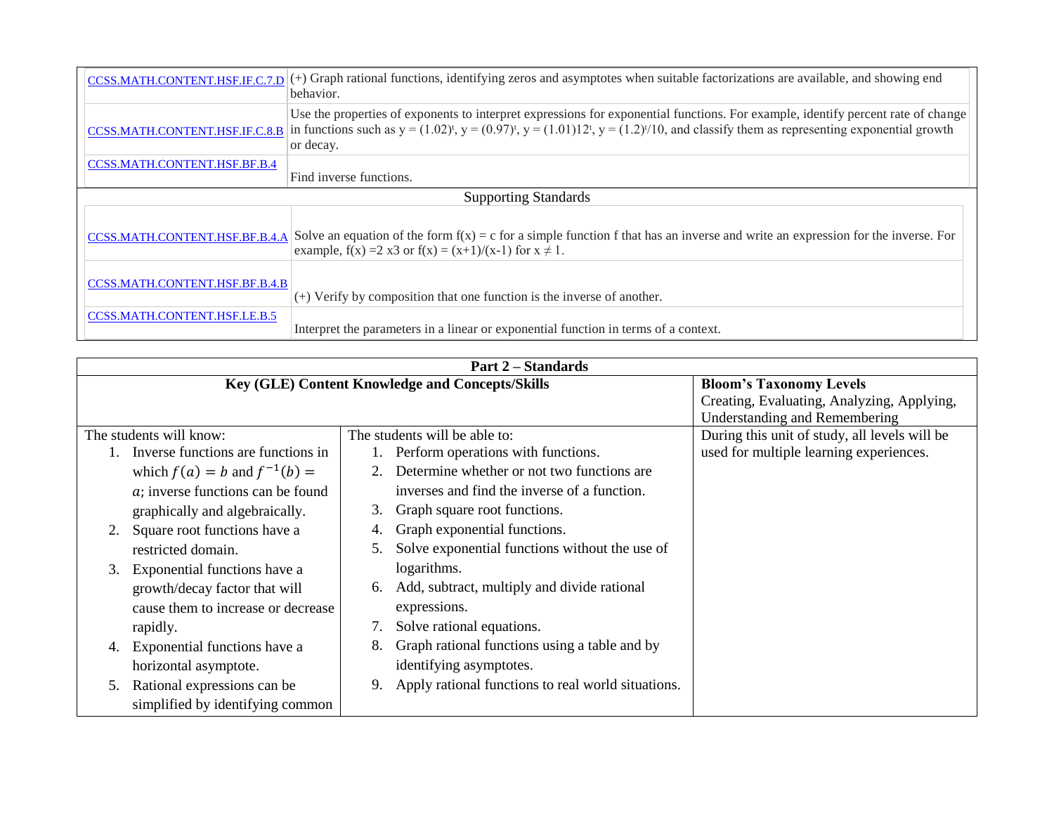| | |
|---|---|
| CCSS.MATH.CONTENT.HSF.IF.C.7.D | (+) Graph rational functions, identifying zeros and asymptotes when suitable factorizations are available, and showing end behavior. |
| CCSS.MATH.CONTENT.HSF.IF.C.8.B | Use the properties of exponents to interpret expressions for exponential functions. For example, identify percent rate of change in functions such as $y = (1.02)^t$, $y = (0.97)^t$, $y = (1.01)12^t$, $y = (1.2)^t/10$, and classify them as representing exponential growth or decay. |
| CCSS.MATH.CONTENT.HSF.BF.B.4 | Find inverse functions. |
| **Supporting Standards** | |
| CCSS.MATH.CONTENT.HSF.BF.B.4.A | Solve an equation of the form $f(x) = c$ for a simple function f that has an inverse and write an expression for the inverse. For example, $f(x) = 2\ x3$ or $f(x) = (x+1)/(x-1)$ for $x \neq 1$. |
| CCSS.MATH.CONTENT.HSF.BF.B.4.B | (+) Verify by composition that one function is the inverse of another. |
| CCSS.MATH.CONTENT.HSF.LE.B.5 | Interpret the parameters in a linear or exponential function in terms of a context. |

| **Part 2 – Standards** | | |
|---|---|---|
| **Key (GLE) Content Knowledge and Concepts/Skills** | | **Bloom's Taxonomy Levels** Creating, Evaluating, Analyzing, Applying, Understanding and Remembering |
| The students will know:<br>1. Inverse functions are functions in which $f(a) = b$ and $f^{-1}(b) = a$; inverse functions can be found graphically and algebraically.<br>2. Square root functions have a restricted domain.<br>3. Exponential functions have a growth/decay factor that will cause them to increase or decrease rapidly.<br>4. Exponential functions have a horizontal asymptote.<br>5. Rational expressions can be simplified by identifying common | The students will be able to:<br>1. Perform operations with functions.<br>2. Determine whether or not two functions are inverses and find the inverse of a function.<br>3. Graph square root functions.<br>4. Graph exponential functions.<br>5. Solve exponential functions without the use of logarithms.<br>6. Add, subtract, multiply and divide rational expressions.<br>7. Solve rational equations.<br>8. Graph rational functions using a table and by identifying asymptotes.<br>9. Apply rational functions to real world situations. | During this unit of study, all levels will be used for multiple learning experiences. |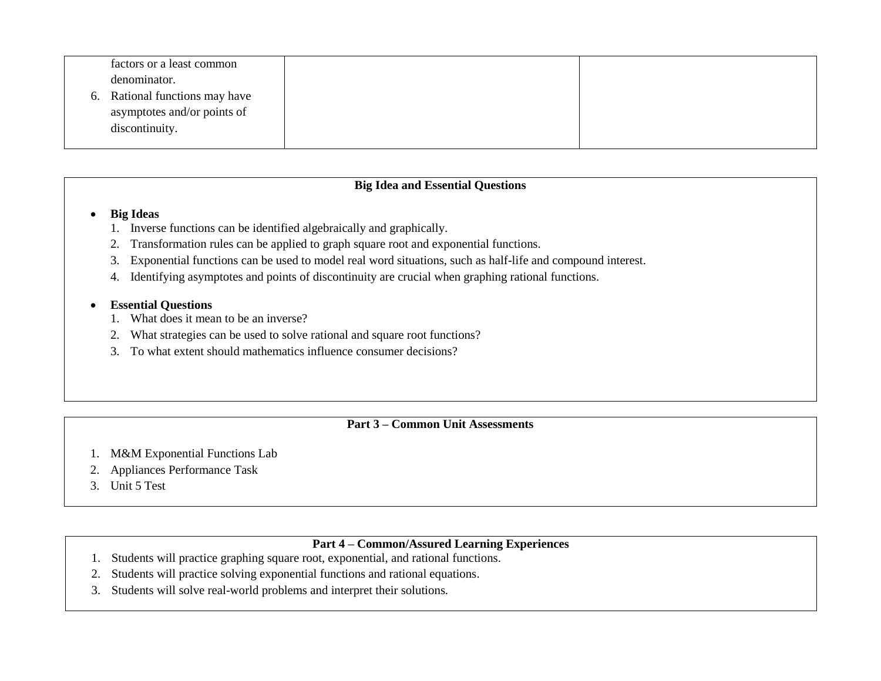| | | |
|---|---|---|
| factors or a least common denominator.<br>6. Rational functions may have asymptotes and/or points of discontinuity. | | |

**Big Idea and Essential Questions**

- **Big Ideas**
  1. Inverse functions can be identified algebraically and graphically.
  2. Transformation rules can be applied to graph square root and exponential functions.
  3. Exponential functions can be used to model real word situations, such as half-life and compound interest.
  4. Identifying asymptotes and points of discontinuity are crucial when graphing rational functions.

- **Essential Questions**
  1. What does it mean to be an inverse?
  2. What strategies can be used to solve rational and square root functions?
  3. To what extent should mathematics influence consumer decisions?

**Part 3 – Common Unit Assessments**

1. M&M Exponential Functions Lab
2. Appliances Performance Task
3. Unit 5 Test

**Part 4 – Common/Assured Learning Experiences**

1. Students will practice graphing square root, exponential, and rational functions.
2. Students will practice solving exponential functions and rational equations.
3. Students will solve real-world problems and interpret their solutions.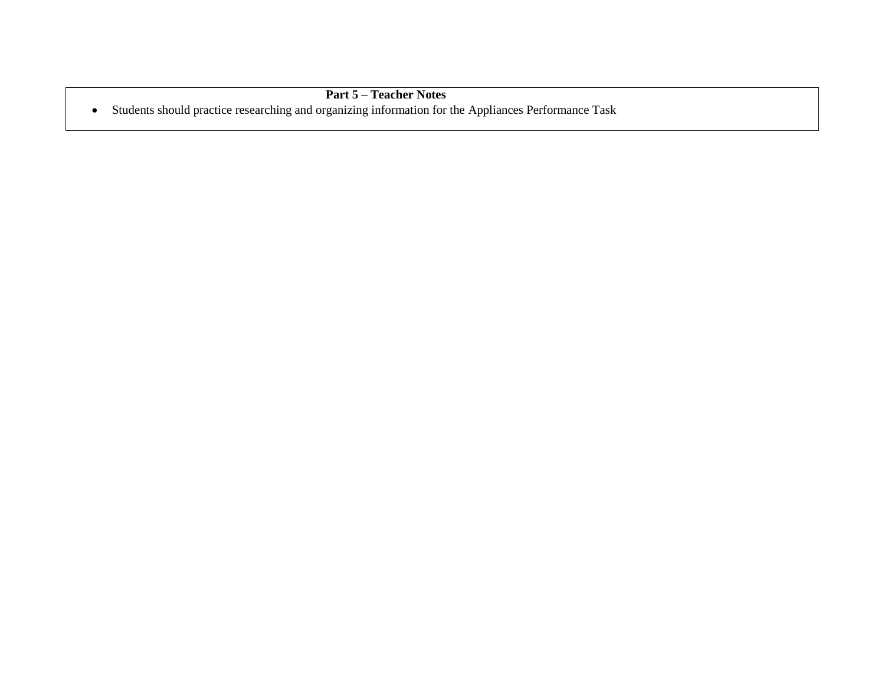**Part 5 – Teacher Notes**

- Students should practice researching and organizing information for the Appliances Performance Task